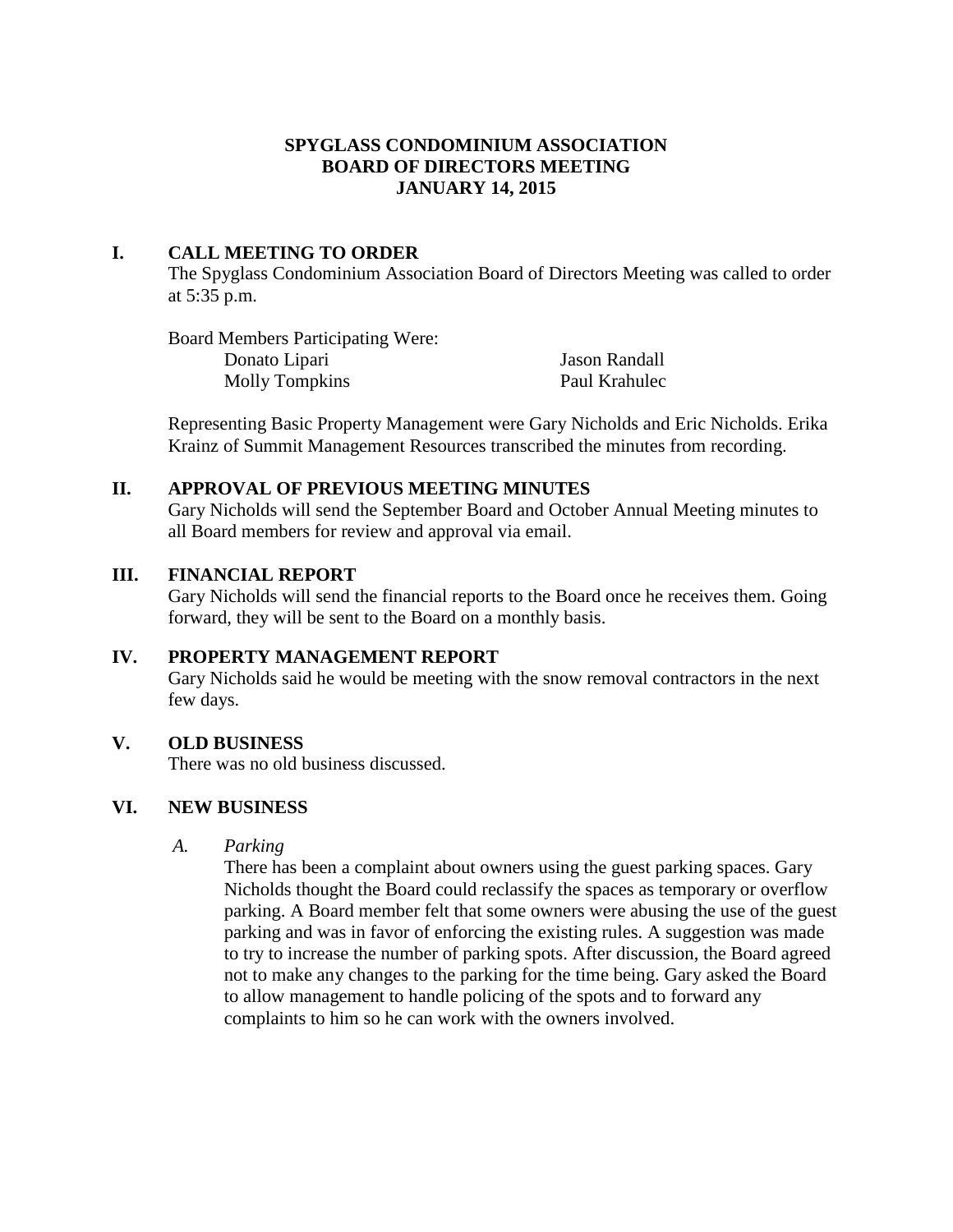# SPYGLASS CONDOMINIUM ASSOCIATION
# BOARD OF DIRECTORS MEETING
# JANUARY 14, 2015

## I. CALL MEETING TO ORDER

The Spyglass Condominium Association Board of Directors Meeting was called to order at 5:35 p.m.

Board Members Participating Were:

| | |
|---|---|
| Donato Lipari | Jason Randall |
| Molly Tompkins | Paul Krahulec |

Representing Basic Property Management were Gary Nicholds and Eric Nicholds. Erika Krainz of Summit Management Resources transcribed the minutes from recording.

## II. APPROVAL OF PREVIOUS MEETING MINUTES

Gary Nicholds will send the September Board and October Annual Meeting minutes to all Board members for review and approval via email.

## III. FINANCIAL REPORT

Gary Nicholds will send the financial reports to the Board once he receives them. Going forward, they will be sent to the Board on a monthly basis.

## IV. PROPERTY MANAGEMENT REPORT

Gary Nicholds said he would be meeting with the snow removal contractors in the next few days.

## V. OLD BUSINESS

There was no old business discussed.

## VI. NEW BUSINESS

### *A. Parking*

There has been a complaint about owners using the guest parking spaces. Gary Nicholds thought the Board could reclassify the spaces as temporary or overflow parking. A Board member felt that some owners were abusing the use of the guest parking and was in favor of enforcing the existing rules. A suggestion was made to try to increase the number of parking spots. After discussion, the Board agreed not to make any changes to the parking for the time being. Gary asked the Board to allow management to handle policing of the spots and to forward any complaints to him so he can work with the owners involved.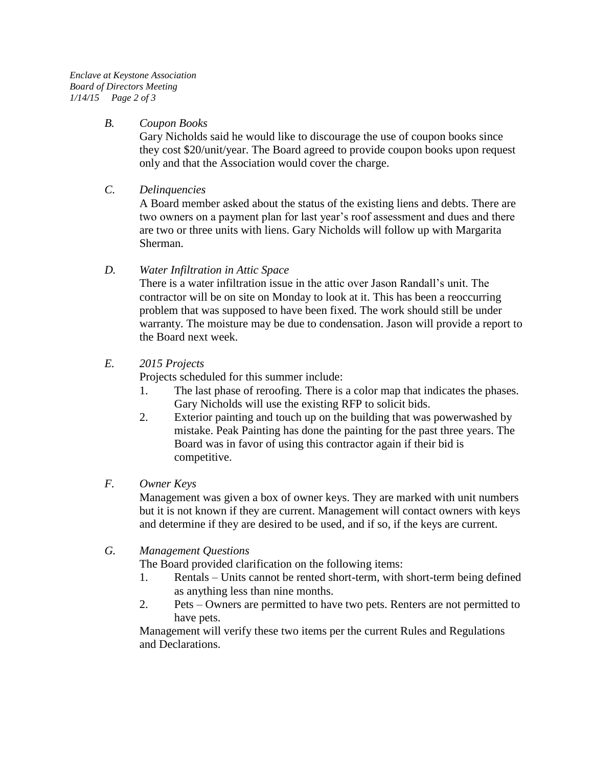*B.* *Coupon Books*

Gary Nicholds said he would like to discourage the use of coupon books since they cost $20/unit/year. The Board agreed to provide coupon books upon request only and that the Association would cover the charge.

*C.* *Delinquencies*

A Board member asked about the status of the existing liens and debts. There are two owners on a payment plan for last year's roof assessment and dues and there are two or three units with liens. Gary Nicholds will follow up with Margarita Sherman.

*D.* *Water Infiltration in Attic Space*

There is a water infiltration issue in the attic over Jason Randall's unit. The contractor will be on site on Monday to look at it. This has been a reoccurring problem that was supposed to have been fixed. The work should still be under warranty. The moisture may be due to condensation. Jason will provide a report to the Board next week.

*E.* *2015 Projects*

Projects scheduled for this summer include:

1. The last phase of reroofing. There is a color map that indicates the phases. Gary Nicholds will use the existing RFP to solicit bids.
2. Exterior painting and touch up on the building that was powerwashed by mistake. Peak Painting has done the painting for the past three years. The Board was in favor of using this contractor again if their bid is competitive.

*F.* *Owner Keys*

Management was given a box of owner keys. They are marked with unit numbers but it is not known if they are current. Management will contact owners with keys and determine if they are desired to be used, and if so, if the keys are current.

*G.* *Management Questions*

The Board provided clarification on the following items:

1. Rentals – Units cannot be rented short-term, with short-term being defined as anything less than nine months.
2. Pets – Owners are permitted to have two pets. Renters are not permitted to have pets.

Management will verify these two items per the current Rules and Regulations and Declarations.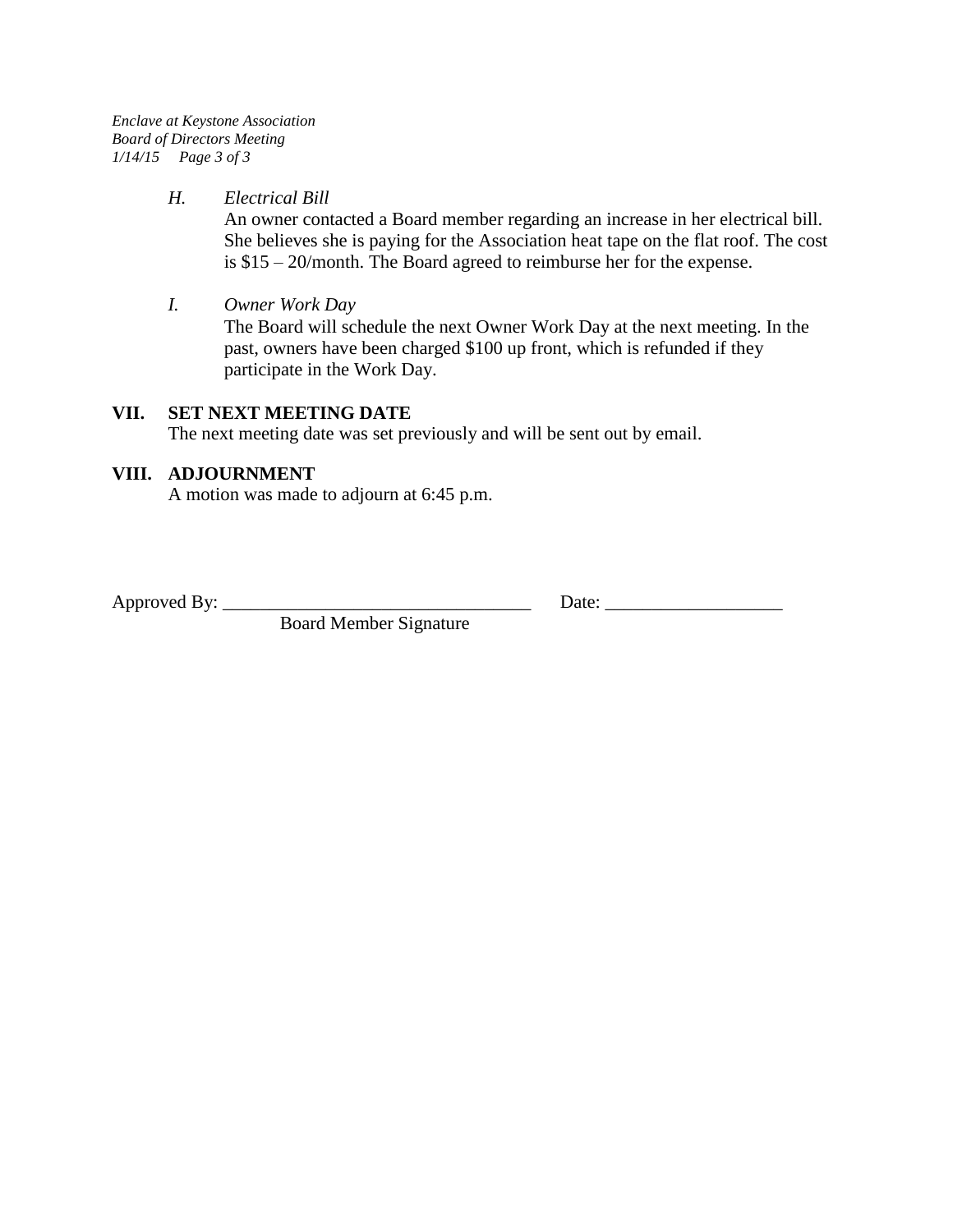*H. Electrical Bill*

An owner contacted a Board member regarding an increase in her electrical bill. She believes she is paying for the Association heat tape on the flat roof. The cost is $15 – 20/month. The Board agreed to reimburse her for the expense.

*I. Owner Work Day*

The Board will schedule the next Owner Work Day at the next meeting. In the past, owners have been charged $100 up front, which is refunded if they participate in the Work Day.

## VII. SET NEXT MEETING DATE

The next meeting date was set previously and will be sent out by email.

## VIII. ADJOURNMENT

A motion was made to adjourn at 6:45 p.m.

Approved By: __________________________________ Date: ___________________

Board Member Signature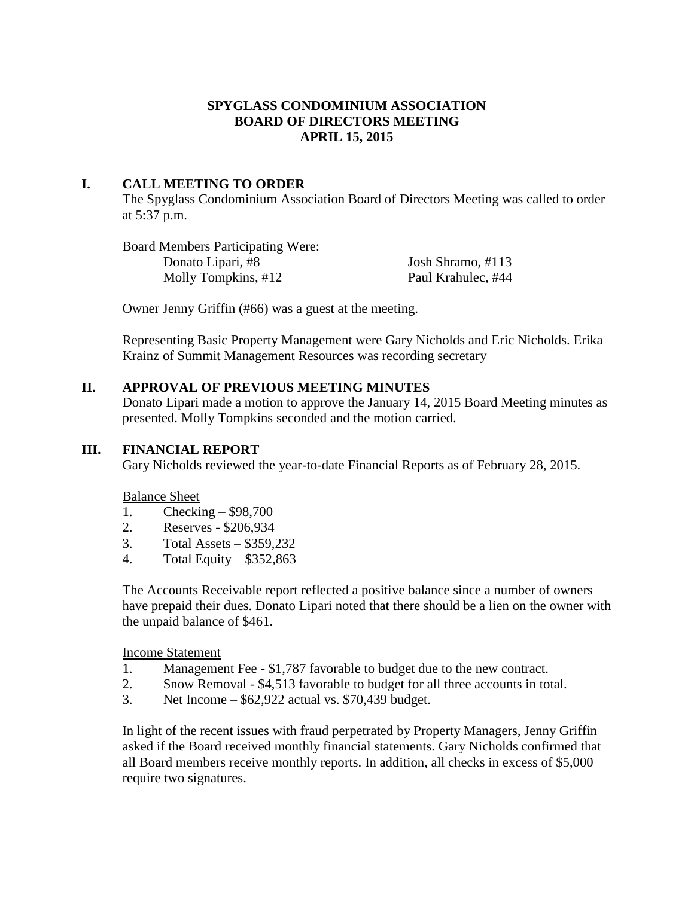**SPYGLASS CONDOMINIUM ASSOCIATION**
**BOARD OF DIRECTORS MEETING**
**APRIL 15, 2015**

## I. CALL MEETING TO ORDER

The Spyglass Condominium Association Board of Directors Meeting was called to order at 5:37 p.m.

Board Members Participating Were:

- Donato Lipari, #8
- Molly Tompkins, #12
- Josh Shramo, #113
- Paul Krahulec, #44

Owner Jenny Griffin (#66) was a guest at the meeting.

Representing Basic Property Management were Gary Nicholds and Eric Nicholds. Erika Krainz of Summit Management Resources was recording secretary

## II. APPROVAL OF PREVIOUS MEETING MINUTES

Donato Lipari made a motion to approve the January 14, 2015 Board Meeting minutes as presented. Molly Tompkins seconded and the motion carried.

## III. FINANCIAL REPORT

Gary Nicholds reviewed the year-to-date Financial Reports as of February 28, 2015.

Balance Sheet

1. Checking – $98,700
2. Reserves - $206,934
3. Total Assets – $359,232
4. Total Equity – $352,863

The Accounts Receivable report reflected a positive balance since a number of owners have prepaid their dues. Donato Lipari noted that there should be a lien on the owner with the unpaid balance of $461.

Income Statement

1. Management Fee - $1,787 favorable to budget due to the new contract.
2. Snow Removal - $4,513 favorable to budget for all three accounts in total.
3. Net Income – $62,922 actual vs. $70,439 budget.

In light of the recent issues with fraud perpetrated by Property Managers, Jenny Griffin asked if the Board received monthly financial statements. Gary Nicholds confirmed that all Board members receive monthly reports. In addition, all checks in excess of $5,000 require two signatures.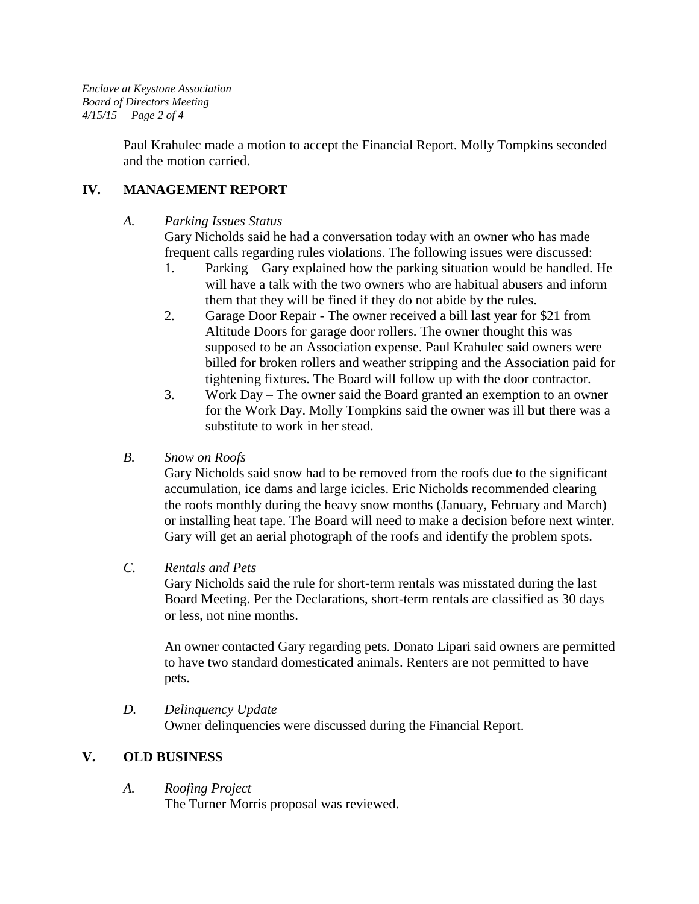Paul Krahulec made a motion to accept the Financial Report. Molly Tompkins seconded and the motion carried.

## IV. MANAGEMENT REPORT

### *A. Parking Issues Status*

Gary Nicholds said he had a conversation today with an owner who has made frequent calls regarding rules violations. The following issues were discussed:

1. Parking – Gary explained how the parking situation would be handled. He will have a talk with the two owners who are habitual abusers and inform them that they will be fined if they do not abide by the rules.
2. Garage Door Repair - The owner received a bill last year for $21 from Altitude Doors for garage door rollers. The owner thought this was supposed to be an Association expense. Paul Krahulec said owners were billed for broken rollers and weather stripping and the Association paid for tightening fixtures. The Board will follow up with the door contractor.
3. Work Day – The owner said the Board granted an exemption to an owner for the Work Day. Molly Tompkins said the owner was ill but there was a substitute to work in her stead.

### *B. Snow on Roofs*

Gary Nicholds said snow had to be removed from the roofs due to the significant accumulation, ice dams and large icicles. Eric Nicholds recommended clearing the roofs monthly during the heavy snow months (January, February and March) or installing heat tape. The Board will need to make a decision before next winter. Gary will get an aerial photograph of the roofs and identify the problem spots.

### *C. Rentals and Pets*

Gary Nicholds said the rule for short-term rentals was misstated during the last Board Meeting. Per the Declarations, short-term rentals are classified as 30 days or less, not nine months.

An owner contacted Gary regarding pets. Donato Lipari said owners are permitted to have two standard domesticated animals. Renters are not permitted to have pets.

### *D. Delinquency Update*

Owner delinquencies were discussed during the Financial Report.

## V. OLD BUSINESS

### *A. Roofing Project*

The Turner Morris proposal was reviewed.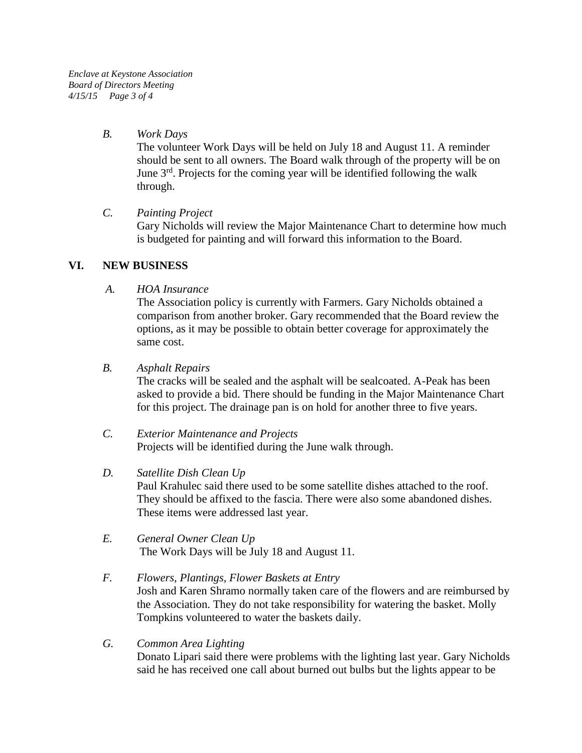*B. Work Days*

The volunteer Work Days will be held on July 18 and August 11. A reminder should be sent to all owners. The Board walk through of the property will be on June 3rd. Projects for the coming year will be identified following the walk through.

*C. Painting Project*

Gary Nicholds will review the Major Maintenance Chart to determine how much is budgeted for painting and will forward this information to the Board.

## VI. NEW BUSINESS

*A. HOA Insurance*

The Association policy is currently with Farmers. Gary Nicholds obtained a comparison from another broker. Gary recommended that the Board review the options, as it may be possible to obtain better coverage for approximately the same cost.

*B. Asphalt Repairs*

The cracks will be sealed and the asphalt will be sealcoated. A-Peak has been asked to provide a bid. There should be funding in the Major Maintenance Chart for this project. The drainage pan is on hold for another three to five years.

*C. Exterior Maintenance and Projects*

Projects will be identified during the June walk through.

*D. Satellite Dish Clean Up*

Paul Krahulec said there used to be some satellite dishes attached to the roof. They should be affixed to the fascia. There were also some abandoned dishes. These items were addressed last year.

*E. General Owner Clean Up*

The Work Days will be July 18 and August 11.

*F. Flowers, Plantings, Flower Baskets at Entry*

Josh and Karen Shramo normally taken care of the flowers and are reimbursed by the Association. They do not take responsibility for watering the basket. Molly Tompkins volunteered to water the baskets daily.

*G. Common Area Lighting*

Donato Lipari said there were problems with the lighting last year. Gary Nicholds said he has received one call about burned out bulbs but the lights appear to be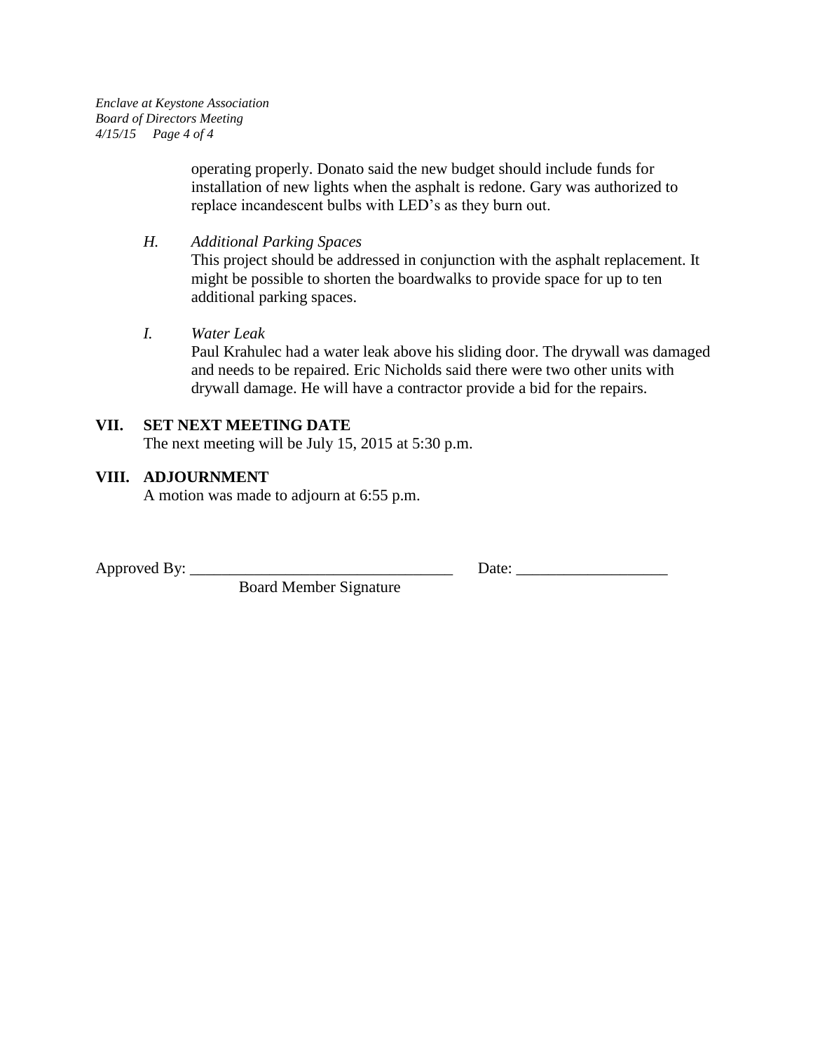operating properly. Donato said the new budget should include funds for installation of new lights when the asphalt is redone. Gary was authorized to replace incandescent bulbs with LED's as they burn out.

*H. Additional Parking Spaces*

This project should be addressed in conjunction with the asphalt replacement. It might be possible to shorten the boardwalks to provide space for up to ten additional parking spaces.

*I. Water Leak*

Paul Krahulec had a water leak above his sliding door. The drywall was damaged and needs to be repaired. Eric Nicholds said there were two other units with drywall damage. He will have a contractor provide a bid for the repairs.

## VII. SET NEXT MEETING DATE

The next meeting will be July 15, 2015 at 5:30 p.m.

## VIII. ADJOURNMENT

A motion was made to adjourn at 6:55 p.m.

Approved By: _________________________________ Date: ___________________

Board Member Signature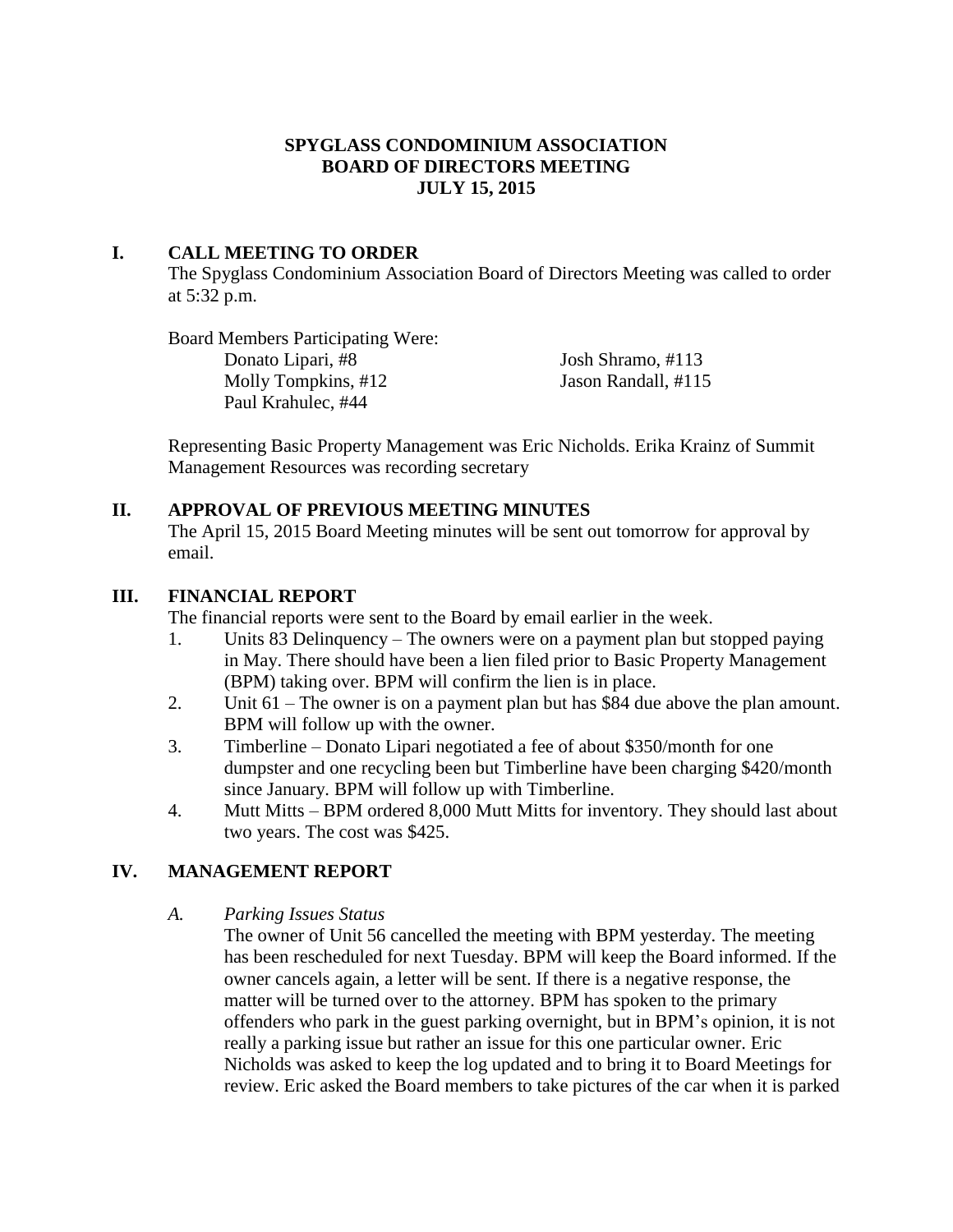# SPYGLASS CONDOMINIUM ASSOCIATION
# BOARD OF DIRECTORS MEETING
# JULY 15, 2015

## I. CALL MEETING TO ORDER

The Spyglass Condominium Association Board of Directors Meeting was called to order at 5:32 p.m.

Board Members Participating Were:

Donato Lipari, #8
Molly Tompkins, #12
Paul Krahulec, #44
Josh Shramo, #113
Jason Randall, #115

Representing Basic Property Management was Eric Nicholds. Erika Krainz of Summit Management Resources was recording secretary

## II. APPROVAL OF PREVIOUS MEETING MINUTES

The April 15, 2015 Board Meeting minutes will be sent out tomorrow for approval by email.

## III. FINANCIAL REPORT

The financial reports were sent to the Board by email earlier in the week.

1. Units 83 Delinquency – The owners were on a payment plan but stopped paying in May. There should have been a lien filed prior to Basic Property Management (BPM) taking over. BPM will confirm the lien is in place.
2. Unit 61 – The owner is on a payment plan but has $84 due above the plan amount. BPM will follow up with the owner.
3. Timberline – Donato Lipari negotiated a fee of about $350/month for one dumpster and one recycling been but Timberline have been charging $420/month since January. BPM will follow up with Timberline.
4. Mutt Mitts – BPM ordered 8,000 Mutt Mitts for inventory. They should last about two years. The cost was $425.

## IV. MANAGEMENT REPORT

### *A. Parking Issues Status*

The owner of Unit 56 cancelled the meeting with BPM yesterday. The meeting has been rescheduled for next Tuesday. BPM will keep the Board informed. If the owner cancels again, a letter will be sent. If there is a negative response, the matter will be turned over to the attorney. BPM has spoken to the primary offenders who park in the guest parking overnight, but in BPM's opinion, it is not really a parking issue but rather an issue for this one particular owner. Eric Nicholds was asked to keep the log updated and to bring it to Board Meetings for review. Eric asked the Board members to take pictures of the car when it is parked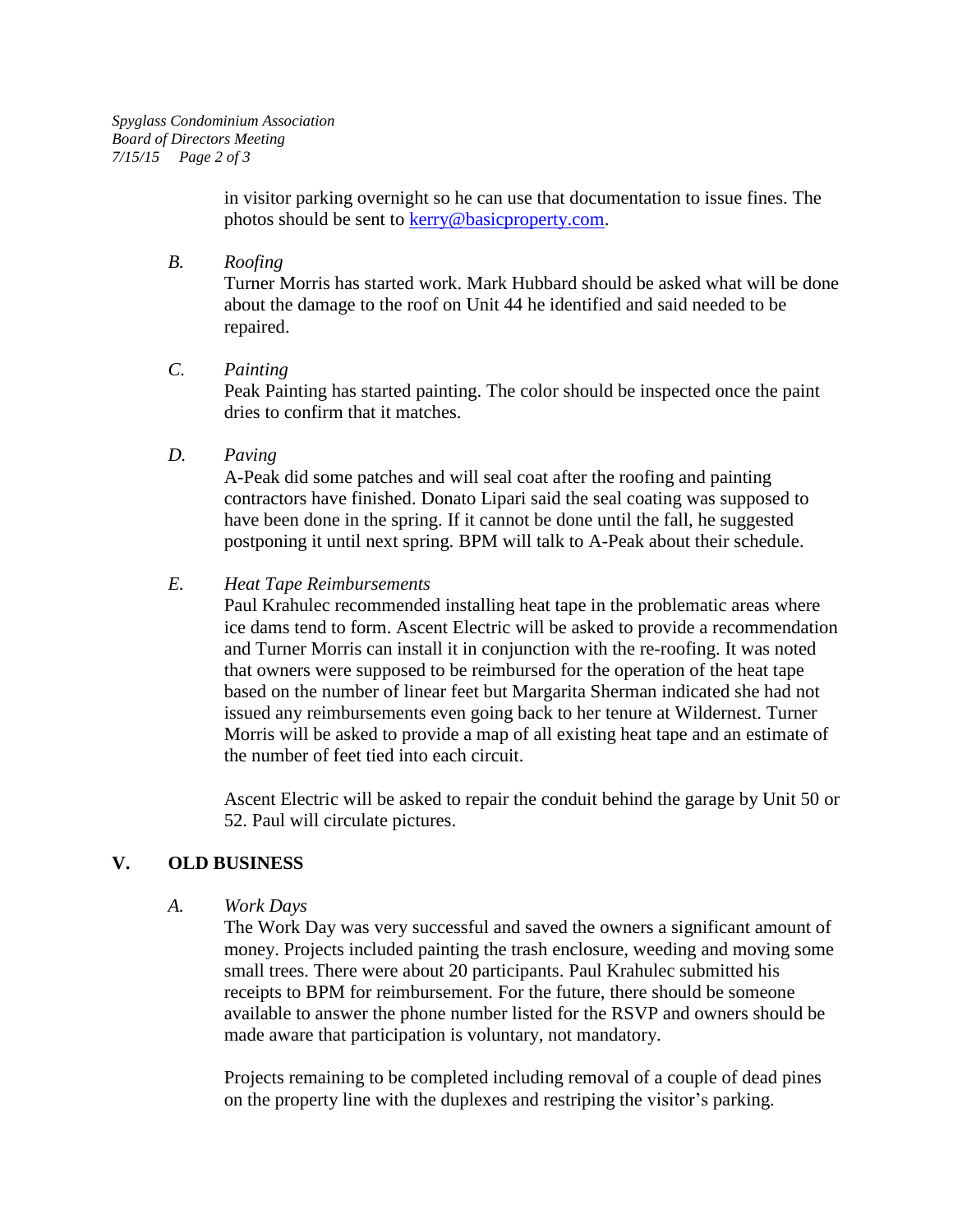in visitor parking overnight so he can use that documentation to issue fines. The photos should be sent to kerry@basicproperty.com.

*B. Roofing*

Turner Morris has started work. Mark Hubbard should be asked what will be done about the damage to the roof on Unit 44 he identified and said needed to be repaired.

*C. Painting*

Peak Painting has started painting. The color should be inspected once the paint dries to confirm that it matches.

*D. Paving*

A-Peak did some patches and will seal coat after the roofing and painting contractors have finished. Donato Lipari said the seal coating was supposed to have been done in the spring. If it cannot be done until the fall, he suggested postponing it until next spring. BPM will talk to A-Peak about their schedule.

*E. Heat Tape Reimbursements*

Paul Krahulec recommended installing heat tape in the problematic areas where ice dams tend to form. Ascent Electric will be asked to provide a recommendation and Turner Morris can install it in conjunction with the re-roofing. It was noted that owners were supposed to be reimbursed for the operation of the heat tape based on the number of linear feet but Margarita Sherman indicated she had not issued any reimbursements even going back to her tenure at Wildernest. Turner Morris will be asked to provide a map of all existing heat tape and an estimate of the number of feet tied into each circuit.

Ascent Electric will be asked to repair the conduit behind the garage by Unit 50 or 52. Paul will circulate pictures.

## V. OLD BUSINESS

*A. Work Days*

The Work Day was very successful and saved the owners a significant amount of money. Projects included painting the trash enclosure, weeding and moving some small trees. There were about 20 participants. Paul Krahulec submitted his receipts to BPM for reimbursement. For the future, there should be someone available to answer the phone number listed for the RSVP and owners should be made aware that participation is voluntary, not mandatory.

Projects remaining to be completed including removal of a couple of dead pines on the property line with the duplexes and restriping the visitor's parking.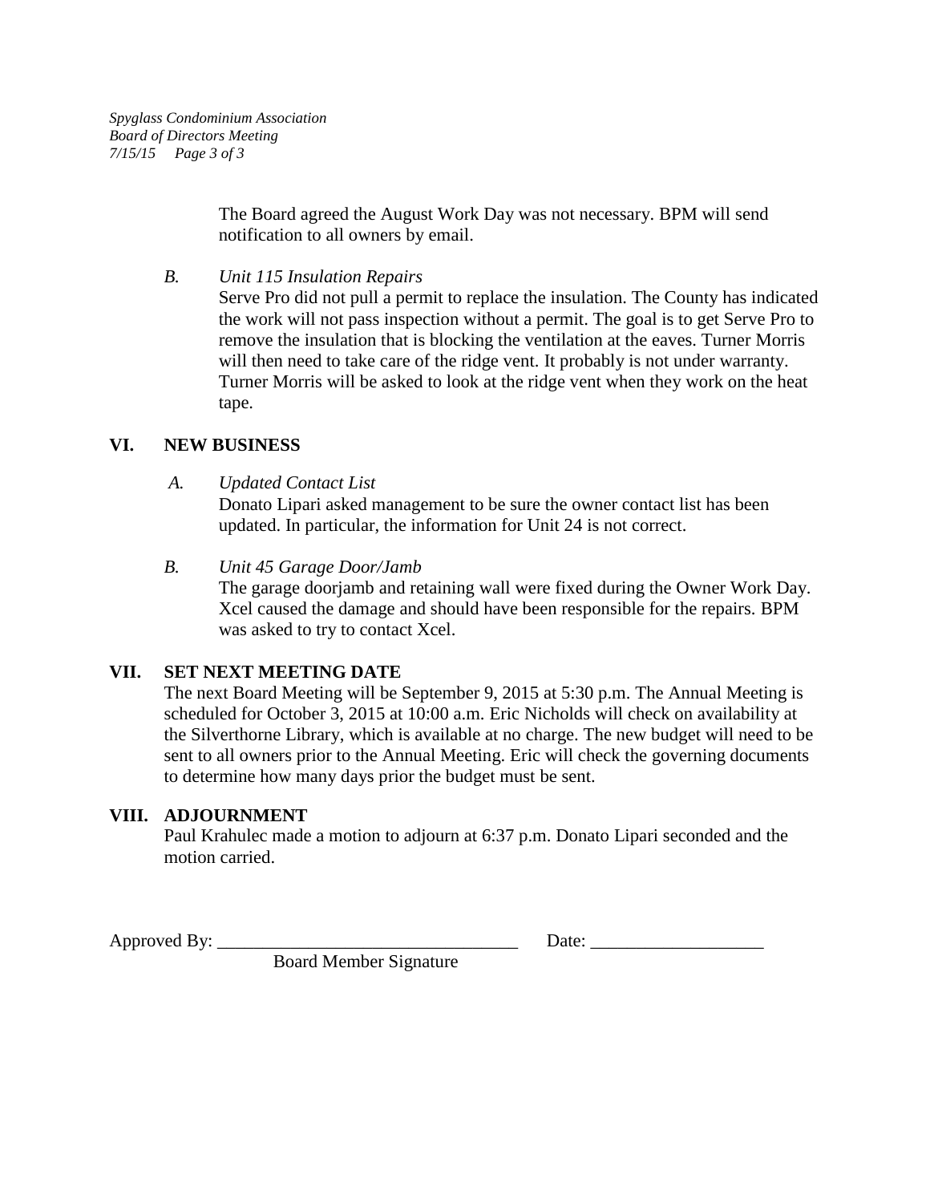The Board agreed the August Work Day was not necessary. BPM will send notification to all owners by email.

*B. Unit 115 Insulation Repairs*

Serve Pro did not pull a permit to replace the insulation. The County has indicated the work will not pass inspection without a permit. The goal is to get Serve Pro to remove the insulation that is blocking the ventilation at the eaves. Turner Morris will then need to take care of the ridge vent. It probably is not under warranty. Turner Morris will be asked to look at the ridge vent when they work on the heat tape.

## VI. NEW BUSINESS

*A. Updated Contact List*

Donato Lipari asked management to be sure the owner contact list has been updated. In particular, the information for Unit 24 is not correct.

*B. Unit 45 Garage Door/Jamb*

The garage doorjamb and retaining wall were fixed during the Owner Work Day. Xcel caused the damage and should have been responsible for the repairs. BPM was asked to try to contact Xcel.

## VII. SET NEXT MEETING DATE

The next Board Meeting will be September 9, 2015 at 5:30 p.m. The Annual Meeting is scheduled for October 3, 2015 at 10:00 a.m. Eric Nicholds will check on availability at the Silverthorne Library, which is available at no charge. The new budget will need to be sent to all owners prior to the Annual Meeting. Eric will check the governing documents to determine how many days prior the budget must be sent.

## VIII. ADJOURNMENT

Paul Krahulec made a motion to adjourn at 6:37 p.m. Donato Lipari seconded and the motion carried.

Approved By: _________________________________ Date: ___________________

Board Member Signature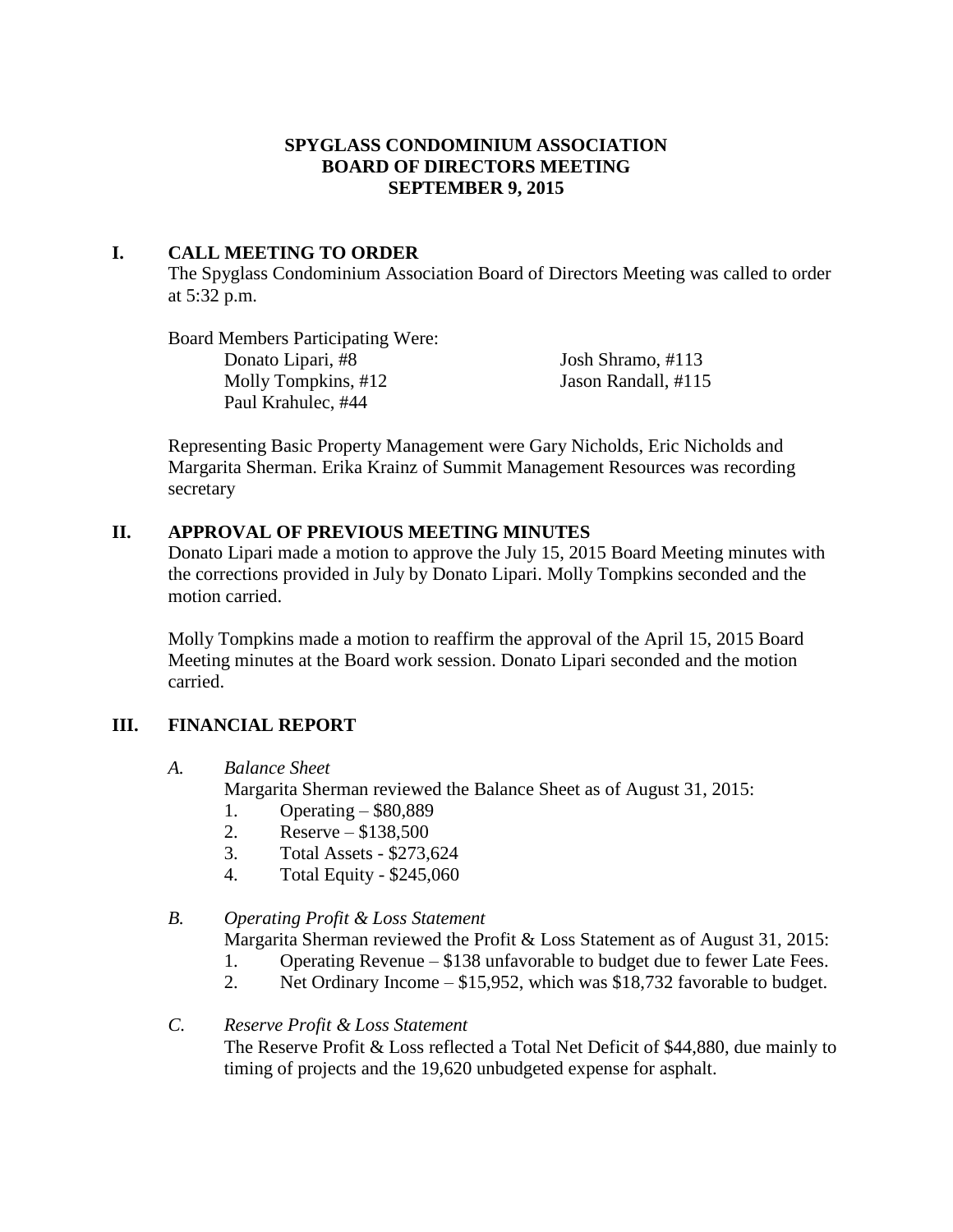# SPYGLASS CONDOMINIUM ASSOCIATION
# BOARD OF DIRECTORS MEETING
# SEPTEMBER 9, 2015

## I. CALL MEETING TO ORDER

The Spyglass Condominium Association Board of Directors Meeting was called to order at 5:32 p.m.

Board Members Participating Were:

- Donato Lipari, #8
- Molly Tompkins, #12
- Paul Krahulec, #44
- Josh Shramo, #113
- Jason Randall, #115

Representing Basic Property Management were Gary Nicholds, Eric Nicholds and Margarita Sherman. Erika Krainz of Summit Management Resources was recording secretary

## II. APPROVAL OF PREVIOUS MEETING MINUTES

Donato Lipari made a motion to approve the July 15, 2015 Board Meeting minutes with the corrections provided in July by Donato Lipari. Molly Tompkins seconded and the motion carried.

Molly Tompkins made a motion to reaffirm the approval of the April 15, 2015 Board Meeting minutes at the Board work session. Donato Lipari seconded and the motion carried.

## III. FINANCIAL REPORT

### A. *Balance Sheet*

Margarita Sherman reviewed the Balance Sheet as of August 31, 2015:

1. Operating – $80,889
2. Reserve – $138,500
3. Total Assets - $273,624
4. Total Equity - $245,060

### B. *Operating Profit & Loss Statement*

Margarita Sherman reviewed the Profit & Loss Statement as of August 31, 2015:

1. Operating Revenue – $138 unfavorable to budget due to fewer Late Fees.
2. Net Ordinary Income – $15,952, which was $18,732 favorable to budget.

### C. *Reserve Profit & Loss Statement*

The Reserve Profit & Loss reflected a Total Net Deficit of $44,880, due mainly to timing of projects and the 19,620 unbudgeted expense for asphalt.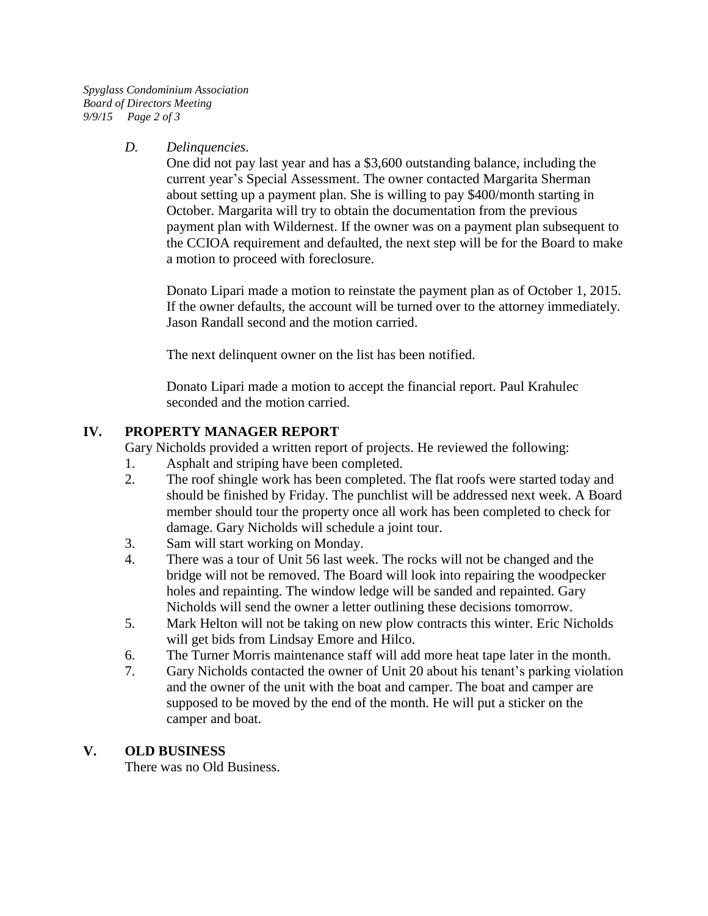*D. Delinquencies.*

One did not pay last year and has a $3,600 outstanding balance, including the current year's Special Assessment. The owner contacted Margarita Sherman about setting up a payment plan. She is willing to pay $400/month starting in October. Margarita will try to obtain the documentation from the previous payment plan with Wildernest. If the owner was on a payment plan subsequent to the CCIOA requirement and defaulted, the next step will be for the Board to make a motion to proceed with foreclosure.

Donato Lipari made a motion to reinstate the payment plan as of October 1, 2015. If the owner defaults, the account will be turned over to the attorney immediately. Jason Randall second and the motion carried.

The next delinquent owner on the list has been notified.

Donato Lipari made a motion to accept the financial report. Paul Krahulec seconded and the motion carried.

## IV. PROPERTY MANAGER REPORT

Gary Nicholds provided a written report of projects. He reviewed the following:

1. Asphalt and striping have been completed.
2. The roof shingle work has been completed. The flat roofs were started today and should be finished by Friday. The punchlist will be addressed next week. A Board member should tour the property once all work has been completed to check for damage. Gary Nicholds will schedule a joint tour.
3. Sam will start working on Monday.
4. There was a tour of Unit 56 last week. The rocks will not be changed and the bridge will not be removed. The Board will look into repairing the woodpecker holes and repainting. The window ledge will be sanded and repainted. Gary Nicholds will send the owner a letter outlining these decisions tomorrow.
5. Mark Helton will not be taking on new plow contracts this winter. Eric Nicholds will get bids from Lindsay Emore and Hilco.
6. The Turner Morris maintenance staff will add more heat tape later in the month.
7. Gary Nicholds contacted the owner of Unit 20 about his tenant's parking violation and the owner of the unit with the boat and camper. The boat and camper are supposed to be moved by the end of the month. He will put a sticker on the camper and boat.

## V. OLD BUSINESS

There was no Old Business.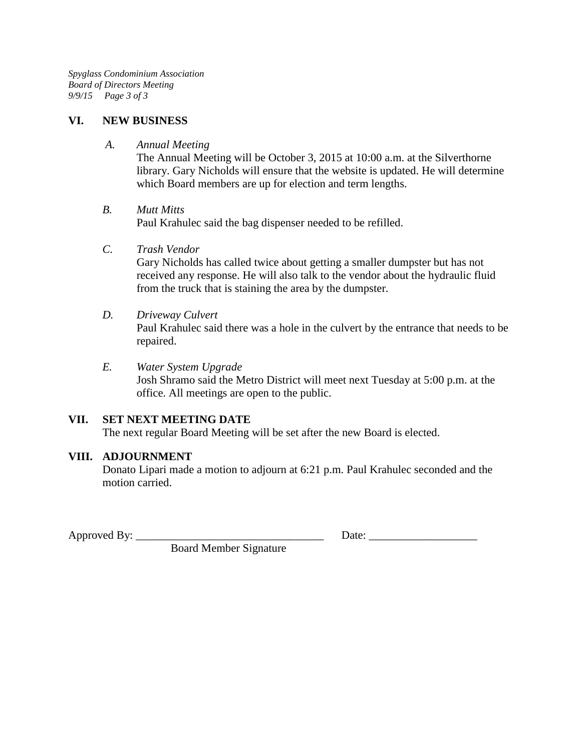## VI. NEW BUSINESS

A. *Annual Meeting*

The Annual Meeting will be October 3, 2015 at 10:00 a.m. at the Silverthorne library. Gary Nicholds will ensure that the website is updated. He will determine which Board members are up for election and term lengths.

B. *Mutt Mitts*

Paul Krahulec said the bag dispenser needed to be refilled.

C. *Trash Vendor*

Gary Nicholds has called twice about getting a smaller dumpster but has not received any response. He will also talk to the vendor about the hydraulic fluid from the truck that is staining the area by the dumpster.

D. *Driveway Culvert*

Paul Krahulec said there was a hole in the culvert by the entrance that needs to be repaired.

E. *Water System Upgrade*

Josh Shramo said the Metro District will meet next Tuesday at 5:00 p.m. at the office. All meetings are open to the public.

## VII. SET NEXT MEETING DATE

The next regular Board Meeting will be set after the new Board is elected.

## VIII. ADJOURNMENT

Donato Lipari made a motion to adjourn at 6:21 p.m. Paul Krahulec seconded and the motion carried.

Approved By: _________________________________ Date: ___________________

Board Member Signature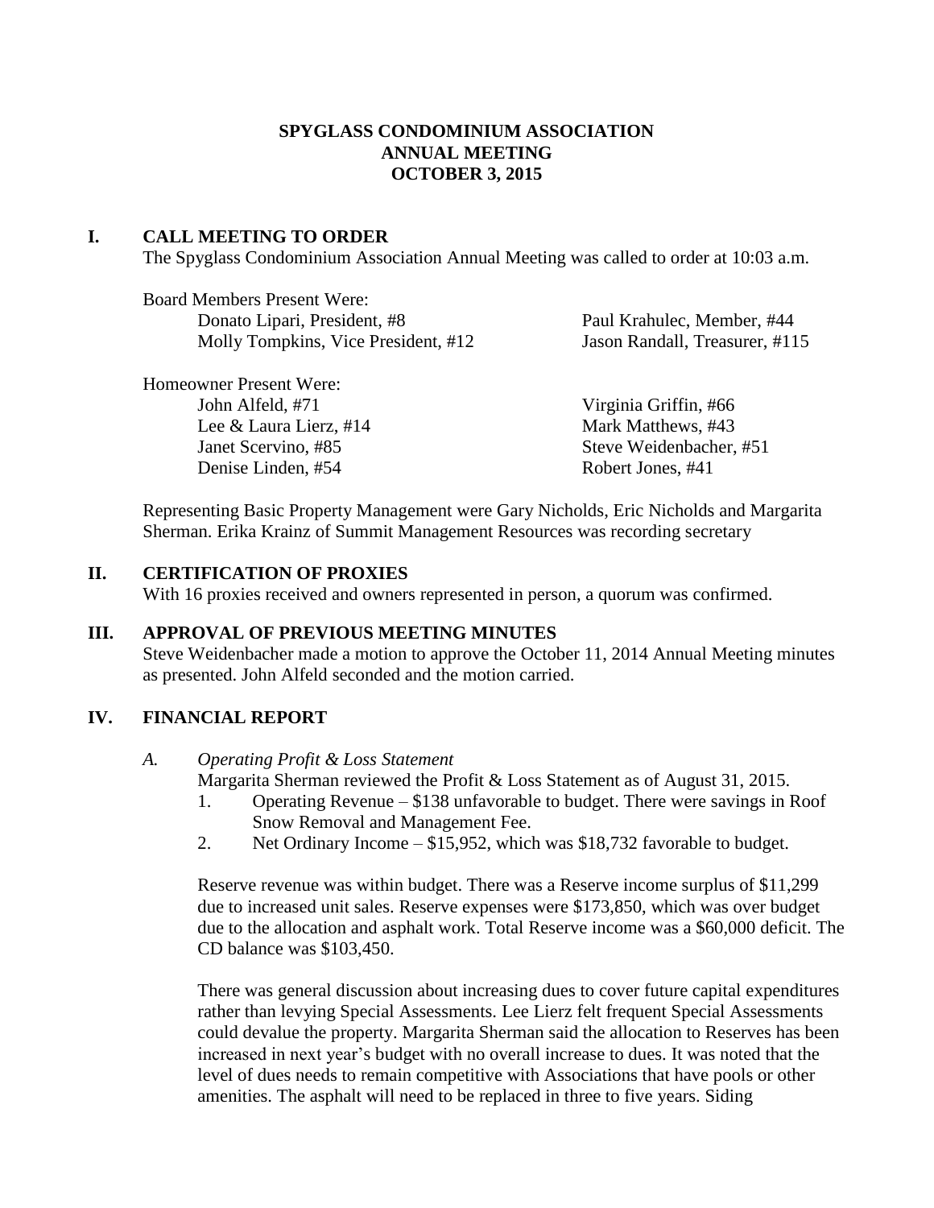# SPYGLASS CONDOMINIUM ASSOCIATION
# ANNUAL MEETING
# OCTOBER 3, 2015

## I. CALL MEETING TO ORDER

The Spyglass Condominium Association Annual Meeting was called to order at 10:03 a.m.

Board Members Present Were:

- Donato Lipari, President, #8
- Molly Tompkins, Vice President, #12
- Paul Krahulec, Member, #44
- Jason Randall, Treasurer, #115

Homeowner Present Were:

- John Alfeld, #71
- Lee & Laura Lierz, #14
- Janet Scervino, #85
- Denise Linden, #54
- Virginia Griffin, #66
- Mark Matthews, #43
- Steve Weidenbacher, #51
- Robert Jones, #41

Representing Basic Property Management were Gary Nicholds, Eric Nicholds and Margarita Sherman. Erika Krainz of Summit Management Resources was recording secretary

## II. CERTIFICATION OF PROXIES

With 16 proxies received and owners represented in person, a quorum was confirmed.

## III. APPROVAL OF PREVIOUS MEETING MINUTES

Steve Weidenbacher made a motion to approve the October 11, 2014 Annual Meeting minutes as presented. John Alfeld seconded and the motion carried.

## IV. FINANCIAL REPORT

### A. *Operating Profit & Loss Statement*

Margarita Sherman reviewed the Profit & Loss Statement as of August 31, 2015.

1. Operating Revenue – $138 unfavorable to budget. There were savings in Roof Snow Removal and Management Fee.
2. Net Ordinary Income – $15,952, which was $18,732 favorable to budget.

Reserve revenue was within budget. There was a Reserve income surplus of $11,299 due to increased unit sales. Reserve expenses were $173,850, which was over budget due to the allocation and asphalt work. Total Reserve income was a $60,000 deficit. The CD balance was $103,450.

There was general discussion about increasing dues to cover future capital expenditures rather than levying Special Assessments. Lee Lierz felt frequent Special Assessments could devalue the property. Margarita Sherman said the allocation to Reserves has been increased in next year's budget with no overall increase to dues. It was noted that the level of dues needs to remain competitive with Associations that have pools or other amenities. The asphalt will need to be replaced in three to five years. Siding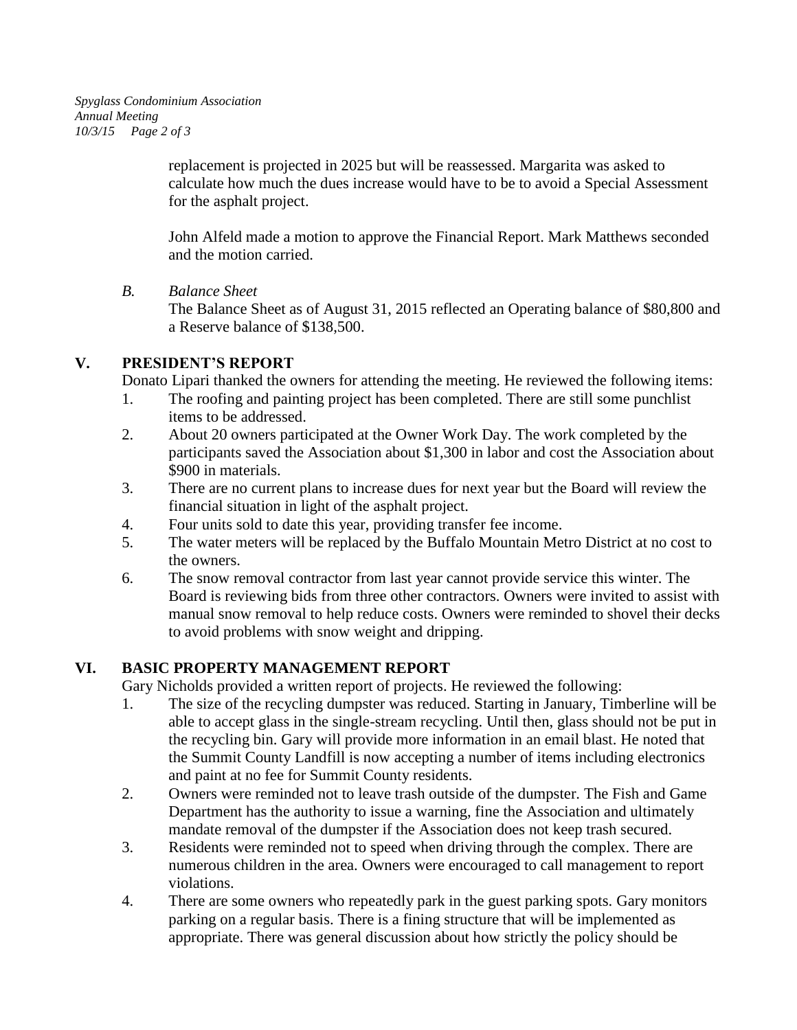replacement is projected in 2025 but will be reassessed. Margarita was asked to calculate how much the dues increase would have to be to avoid a Special Assessment for the asphalt project.

John Alfeld made a motion to approve the Financial Report. Mark Matthews seconded and the motion carried.

*B. Balance Sheet*

The Balance Sheet as of August 31, 2015 reflected an Operating balance of $80,800 and a Reserve balance of $138,500.

## V. PRESIDENT'S REPORT

Donato Lipari thanked the owners for attending the meeting. He reviewed the following items:

1. The roofing and painting project has been completed. There are still some punchlist items to be addressed.
2. About 20 owners participated at the Owner Work Day. The work completed by the participants saved the Association about $1,300 in labor and cost the Association about $900 in materials.
3. There are no current plans to increase dues for next year but the Board will review the financial situation in light of the asphalt project.
4. Four units sold to date this year, providing transfer fee income.
5. The water meters will be replaced by the Buffalo Mountain Metro District at no cost to the owners.
6. The snow removal contractor from last year cannot provide service this winter. The Board is reviewing bids from three other contractors. Owners were invited to assist with manual snow removal to help reduce costs. Owners were reminded to shovel their decks to avoid problems with snow weight and dripping.

## VI. BASIC PROPERTY MANAGEMENT REPORT

Gary Nicholds provided a written report of projects. He reviewed the following:

1. The size of the recycling dumpster was reduced. Starting in January, Timberline will be able to accept glass in the single-stream recycling. Until then, glass should not be put in the recycling bin. Gary will provide more information in an email blast. He noted that the Summit County Landfill is now accepting a number of items including electronics and paint at no fee for Summit County residents.
2. Owners were reminded not to leave trash outside of the dumpster. The Fish and Game Department has the authority to issue a warning, fine the Association and ultimately mandate removal of the dumpster if the Association does not keep trash secured.
3. Residents were reminded not to speed when driving through the complex. There are numerous children in the area. Owners were encouraged to call management to report violations.
4. There are some owners who repeatedly park in the guest parking spots. Gary monitors parking on a regular basis. There is a fining structure that will be implemented as appropriate. There was general discussion about how strictly the policy should be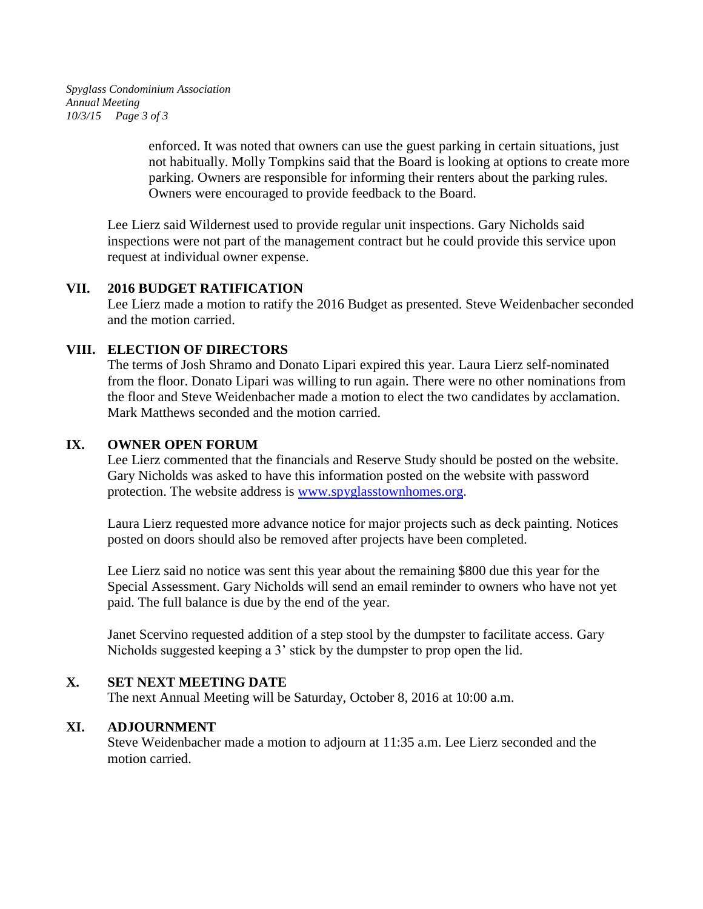enforced. It was noted that owners can use the guest parking in certain situations, just not habitually. Molly Tompkins said that the Board is looking at options to create more parking. Owners are responsible for informing their renters about the parking rules. Owners were encouraged to provide feedback to the Board.

Lee Lierz said Wildernest used to provide regular unit inspections. Gary Nicholds said inspections were not part of the management contract but he could provide this service upon request at individual owner expense.

## VII. 2016 BUDGET RATIFICATION

Lee Lierz made a motion to ratify the 2016 Budget as presented. Steve Weidenbacher seconded and the motion carried.

## VIII. ELECTION OF DIRECTORS

The terms of Josh Shramo and Donato Lipari expired this year. Laura Lierz self-nominated from the floor. Donato Lipari was willing to run again. There were no other nominations from the floor and Steve Weidenbacher made a motion to elect the two candidates by acclamation. Mark Matthews seconded and the motion carried.

## IX. OWNER OPEN FORUM

Lee Lierz commented that the financials and Reserve Study should be posted on the website. Gary Nicholds was asked to have this information posted on the website with password protection. The website address is [www.spyglasstownhomes.org](http://www.spyglasstownhomes.org).

Laura Lierz requested more advance notice for major projects such as deck painting. Notices posted on doors should also be removed after projects have been completed.

Lee Lierz said no notice was sent this year about the remaining $800 due this year for the Special Assessment. Gary Nicholds will send an email reminder to owners who have not yet paid. The full balance is due by the end of the year.

Janet Scervino requested addition of a step stool by the dumpster to facilitate access. Gary Nicholds suggested keeping a 3' stick by the dumpster to prop open the lid.

## X. SET NEXT MEETING DATE

The next Annual Meeting will be Saturday, October 8, 2016 at 10:00 a.m.

## XI. ADJOURNMENT

Steve Weidenbacher made a motion to adjourn at 11:35 a.m. Lee Lierz seconded and the motion carried.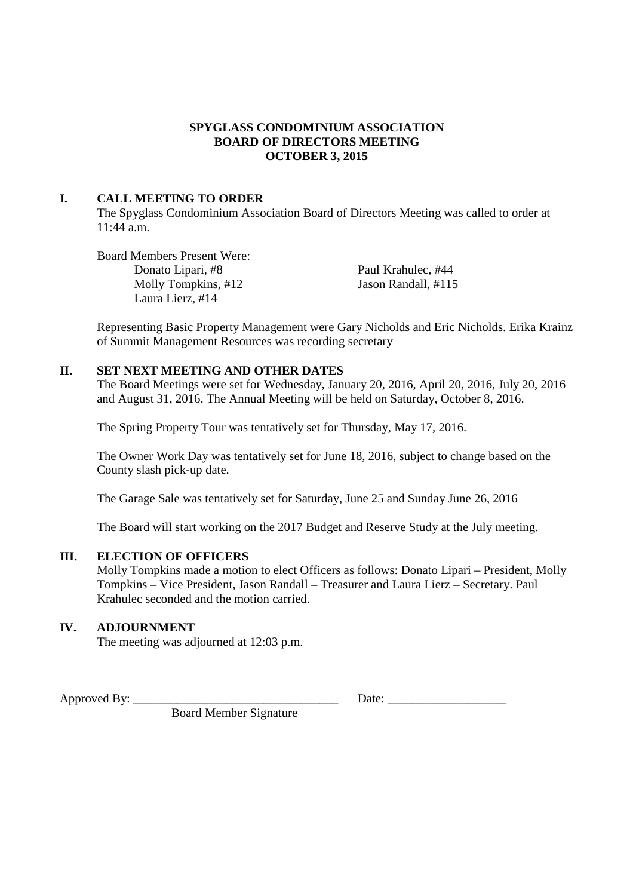**SPYGLASS CONDOMINIUM ASSOCIATION**
**BOARD OF DIRECTORS MEETING**
**OCTOBER 3, 2015**

## I. CALL MEETING TO ORDER

The Spyglass Condominium Association Board of Directors Meeting was called to order at 11:44 a.m.

Board Members Present Were:

- Donato Lipari, #8
- Molly Tompkins, #12
- Laura Lierz, #14
- Paul Krahulec, #44
- Jason Randall, #115

Representing Basic Property Management were Gary Nicholds and Eric Nicholds. Erika Krainz of Summit Management Resources was recording secretary

## II. SET NEXT MEETING AND OTHER DATES

The Board Meetings were set for Wednesday, January 20, 2016, April 20, 2016, July 20, 2016 and August 31, 2016. The Annual Meeting will be held on Saturday, October 8, 2016.

The Spring Property Tour was tentatively set for Thursday, May 17, 2016.

The Owner Work Day was tentatively set for June 18, 2016, subject to change based on the County slash pick-up date.

The Garage Sale was tentatively set for Saturday, June 25 and Sunday June 26, 2016

The Board will start working on the 2017 Budget and Reserve Study at the July meeting.

## III. ELECTION OF OFFICERS

Molly Tompkins made a motion to elect Officers as follows: Donato Lipari – President, Molly Tompkins – Vice President, Jason Randall – Treasurer and Laura Lierz – Secretary. Paul Krahulec seconded and the motion carried.

## IV. ADJOURNMENT

The meeting was adjourned at 12:03 p.m.

Approved By: ______________________________ Date: ________________

Board Member Signature